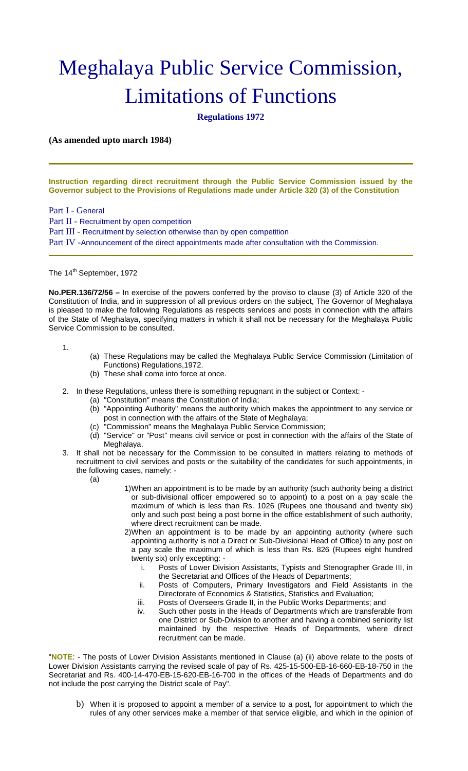# Meghalaya Public Service Commission, Limitations of Functions

**Regulations 1972**

**(As amended upto march 1984)**

---

**Instruction regarding direct recruitment through the Public Service Commission issued by the Governor subject to the Provisions of Regulations made under Article 320 (3) of the Constitution**

Part I - General

Part II - Recruitment by open competition

Part III - Recruitment by selection otherwise than by open competition

Part IV -Announcement of the direct appointments made after consultation with the Commission.

---

The 14th September, 1972

**No.PER.136/72/56 –** In exercise of the powers conferred by the proviso to clause (3) of Article 320 of the Constitution of India, and in suppression of all previous orders on the subject, The Governor of Meghalaya is pleased to make the following Regulations as respects services and posts in connection with the affairs of the State of Meghalaya, specifying matters in which it shall not be necessary for the Meghalaya Public Service Commission to be consulted.

1.
   - (a) These Regulations may be called the Meghalaya Public Service Commission (Limitation of Functions) Regulations,1972.
   - (b) These shall come into force at once.
2. In these Regulations, unless there is something repugnant in the subject or Context: -
   - (a) "Constitution" means the Constitution of India;
   - (b) "Appointing Authority" means the authority which makes the appointment to any service or post in connection with the affairs of the State of Meghalaya;
   - (c) "Commission" means the Meghalaya Public Service Commission;
   - (d) "Service" or "Post" means civil service or post in connection with the affairs of the State of Meghalaya.
3. It shall not be necessary for the Commission to be consulted in matters relating to methods of recruitment to civil services and posts or the suitability of the candidates for such appointments, in the following cases, namely: -
   - (a)
     - 1)When an appointment is to be made by an authority (such authority being a district or sub-divisional officer empowered so to appoint) to a post on a pay scale the maximum of which is less than Rs. 1026 (Rupees one thousand and twenty six) only and such post being a post borne in the office establishment of such authority, where direct recruitment can be made.
     - 2)When an appointment is to be made by an appointing authority (where such appointing authority is not a Direct or Sub-Divisional Head of Office) to any post on a pay scale the maximum of which is less than Rs. 826 (Rupees eight hundred twenty six) only excepting: -
       - i. Posts of Lower Division Assistants, Typists and Stenographer Grade III, in the Secretariat and Offices of the Heads of Departments;
       - ii. Posts of Computers, Primary Investigators and Field Assistants in the Directorate of Economics & Statistics, Statistics and Evaluation;
       - iii. Posts of Overseers Grade II, in the Public Works Departments; and
       - iv. Such other posts in the Heads of Departments which are transferable from one District or Sub-Division to another and having a combined seniority list maintained by the respective Heads of Departments, where direct recruitment can be made.

"**NOTE**: - The posts of Lower Division Assistants mentioned in Clause (a) (ii) above relate to the posts of Lower Division Assistants carrying the revised scale of pay of Rs. 425-15-500-EB-16-660-EB-18-750 in the Secretariat and Rs. 400-14-470-EB-15-620-EB-16-700 in the offices of the Heads of Departments and do not include the post carrying the District scale of Pay".

   - b) When it is proposed to appoint a member of a service to a post, for appointment to which the rules of any other services make a member of that service eligible, and which in the opinion of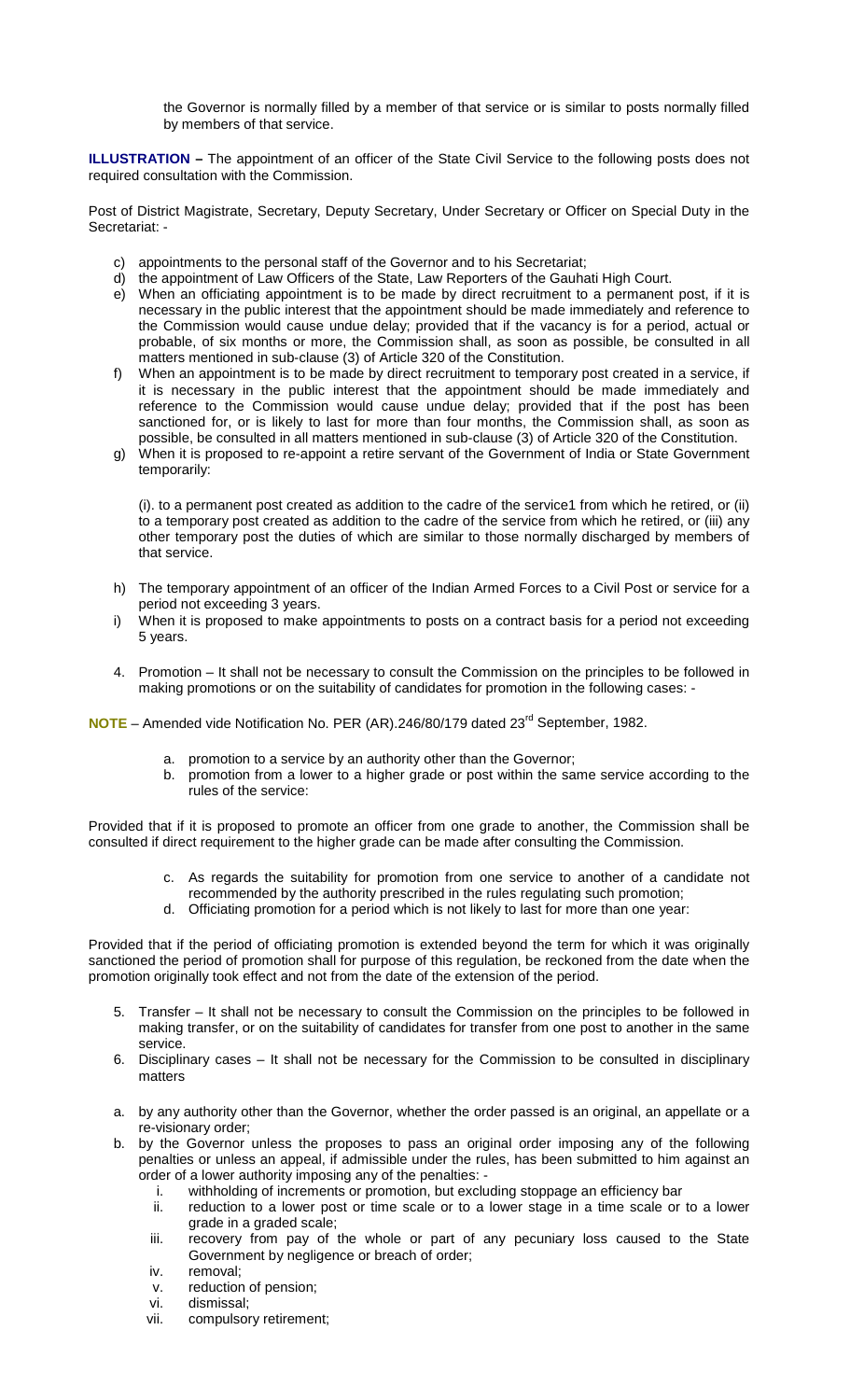the Governor is normally filled by a member of that service or is similar to posts normally filled by members of that service.

**ILLUSTRATION –** The appointment of an officer of the State Civil Service to the following posts does not required consultation with the Commission.

Post of District Magistrate, Secretary, Deputy Secretary, Under Secretary or Officer on Special Duty in the Secretariat: -

c) appointments to the personal staff of the Governor and to his Secretariat;
d) the appointment of Law Officers of the State, Law Reporters of the Gauhati High Court.
e) When an officiating appointment is to be made by direct recruitment to a permanent post, if it is necessary in the public interest that the appointment should be made immediately and reference to the Commission would cause undue delay; provided that if the vacancy is for a period, actual or probable, of six months or more, the Commission shall, as soon as possible, be consulted in all matters mentioned in sub-clause (3) of Article 320 of the Constitution.
f) When an appointment is to be made by direct recruitment to temporary post created in a service, if it is necessary in the public interest that the appointment should be made immediately and reference to the Commission would cause undue delay; provided that if the post has been sanctioned for, or is likely to last for more than four months, the Commission shall, as soon as possible, be consulted in all matters mentioned in sub-clause (3) of Article 320 of the Constitution.
g) When it is proposed to re-appoint a retire servant of the Government of India or State Government temporarily:

   (i). to a permanent post created as addition to the cadre of the service1 from which he retired, or (ii) to a temporary post created as addition to the cadre of the service from which he retired, or (iii) any other temporary post the duties of which are similar to those normally discharged by members of that service.

h) The temporary appointment of an officer of the Indian Armed Forces to a Civil Post or service for a period not exceeding 3 years.
i) When it is proposed to make appointments to posts on a contract basis for a period not exceeding 5 years.

4. Promotion – It shall not be necessary to consult the Commission on the principles to be followed in making promotions or on the suitability of candidates for promotion in the following cases: -

**NOTE** – Amended vide Notification No. PER (AR).246/80/179 dated 23rd September, 1982.

a. promotion to a service by an authority other than the Governor;
b. promotion from a lower to a higher grade or post within the same service according to the rules of the service:

Provided that if it is proposed to promote an officer from one grade to another, the Commission shall be consulted if direct requirement to the higher grade can be made after consulting the Commission.

c. As regards the suitability for promotion from one service to another of a candidate not recommended by the authority prescribed in the rules regulating such promotion;
d. Officiating promotion for a period which is not likely to last for more than one year:

Provided that if the period of officiating promotion is extended beyond the term for which it was originally sanctioned the period of promotion shall for purpose of this regulation, be reckoned from the date when the promotion originally took effect and not from the date of the extension of the period.

5. Transfer – It shall not be necessary to consult the Commission on the principles to be followed in making transfer, or on the suitability of candidates for transfer from one post to another in the same service.
6. Disciplinary cases – It shall not be necessary for the Commission to be consulted in disciplinary matters

a. by any authority other than the Governor, whether the order passed is an original, an appellate or a re-visionary order;
b. by the Governor unless the proposes to pass an original order imposing any of the following penalties or unless an appeal, if admissible under the rules, has been submitted to him against an order of a lower authority imposing any of the penalties: -
   i. withholding of increments or promotion, but excluding stoppage an efficiency bar
   ii. reduction to a lower post or time scale or to a lower stage in a time scale or to a lower grade in a graded scale;
   iii. recovery from pay of the whole or part of any pecuniary loss caused to the State Government by negligence or breach of order;
   iv. removal;
   v. reduction of pension;
   vi. dismissal;
   vii. compulsory retirement;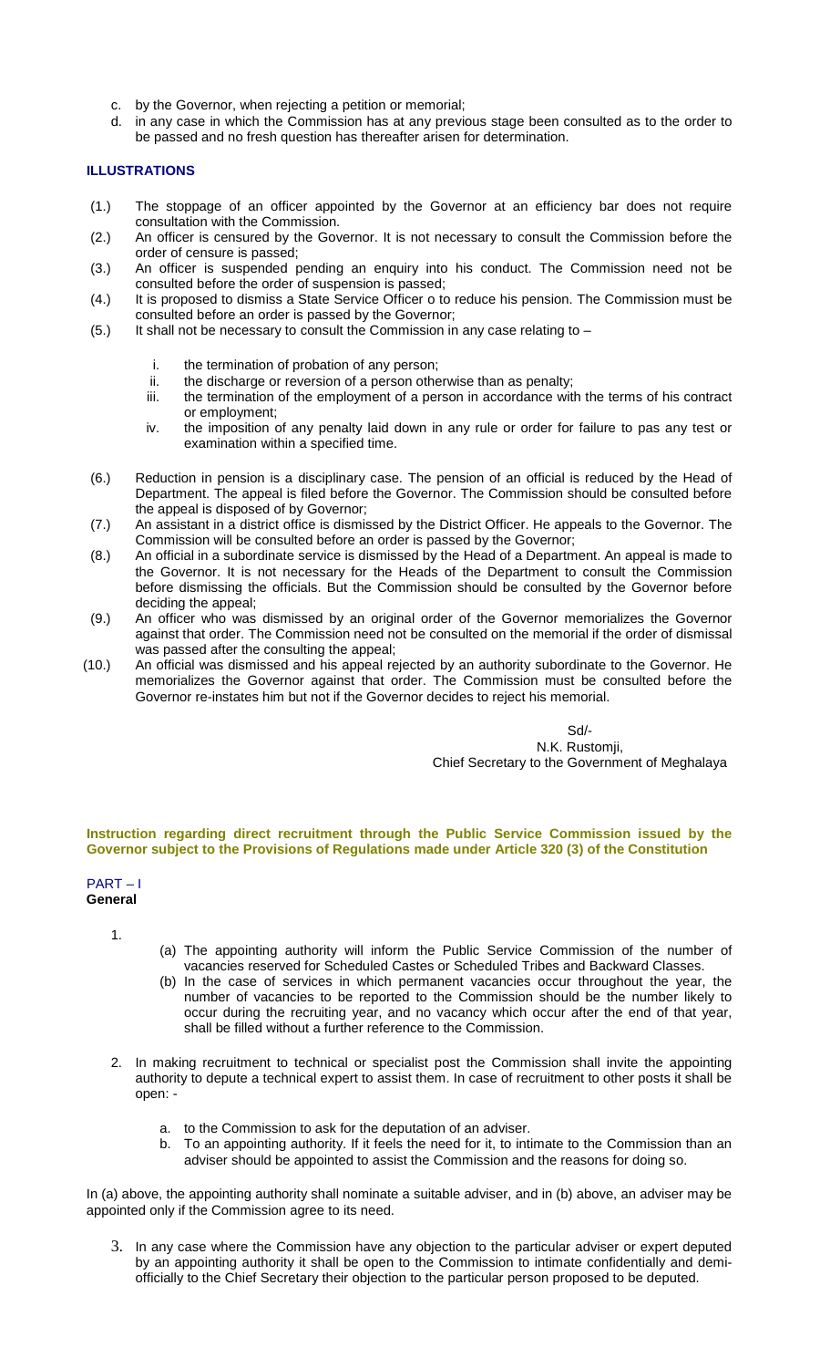c. by the Governor, when rejecting a petition or memorial;
d. in any case in which the Commission has at any previous stage been consulted as to the order to be passed and no fresh question has thereafter arisen for determination.

### ILLUSTRATIONS

(1.) The stoppage of an officer appointed by the Governor at an efficiency bar does not require consultation with the Commission.

(2.) An officer is censured by the Governor. It is not necessary to consult the Commission before the order of censure is passed;

(3.) An officer is suspended pending an enquiry into his conduct. The Commission need not be consulted before the order of suspension is passed;

(4.) It is proposed to dismiss a State Service Officer o to reduce his pension. The Commission must be consulted before an order is passed by the Governor;

(5.) It shall not be necessary to consult the Commission in any case relating to –

   i. the termination of probation of any person;
   ii. the discharge or reversion of a person otherwise than as penalty;
   iii. the termination of the employment of a person in accordance with the terms of his contract or employment;
   iv. the imposition of any penalty laid down in any rule or order for failure to pas any test or examination within a specified time.

(6.) Reduction in pension is a disciplinary case. The pension of an official is reduced by the Head of Department. The appeal is filed before the Governor. The Commission should be consulted before the appeal is disposed of by Governor;

(7.) An assistant in a district office is dismissed by the District Officer. He appeals to the Governor. The Commission will be consulted before an order is passed by the Governor;

(8.) An official in a subordinate service is dismissed by the Head of a Department. An appeal is made to the Governor. It is not necessary for the Heads of the Department to consult the Commission before dismissing the officials. But the Commission should be consulted by the Governor before deciding the appeal;

(9.) An officer who was dismissed by an original order of the Governor memorializes the Governor against that order. The Commission need not be consulted on the memorial if the order of dismissal was passed after the consulting the appeal;

(10.) An official was dismissed and his appeal rejected by an authority subordinate to the Governor. He memorializes the Governor against that order. The Commission must be consulted before the Governor re-instates him but not if the Governor decides to reject his memorial.

Sd/-
N.K. Rustomji,
Chief Secretary to the Government of Meghalaya

**Instruction regarding direct recruitment through the Public Service Commission issued by the Governor subject to the Provisions of Regulations made under Article 320 (3) of the Constitution**

## PART – I
**General**

1.
   (a) The appointing authority will inform the Public Service Commission of the number of vacancies reserved for Scheduled Castes or Scheduled Tribes and Backward Classes.
   (b) In the case of services in which permanent vacancies occur throughout the year, the number of vacancies to be reported to the Commission should be the number likely to occur during the recruiting year, and no vacancy which occur after the end of that year, shall be filled without a further reference to the Commission.

2. In making recruitment to technical or specialist post the Commission shall invite the appointing authority to depute a technical expert to assist them. In case of recruitment to other posts it shall be open: -

   a. to the Commission to ask for the deputation of an adviser.
   b. To an appointing authority. If it feels the need for it, to intimate to the Commission than an adviser should be appointed to assist the Commission and the reasons for doing so.

In (a) above, the appointing authority shall nominate a suitable adviser, and in (b) above, an adviser may be appointed only if the Commission agree to its need.

3. In any case where the Commission have any objection to the particular adviser or expert deputed by an appointing authority it shall be open to the Commission to intimate confidentially and demi-officially to the Chief Secretary their objection to the particular person proposed to be deputed.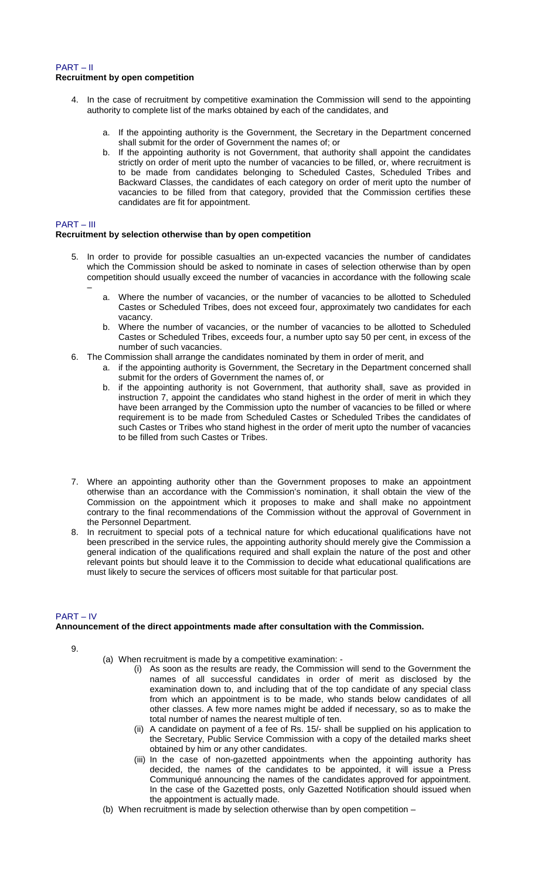PART – II
**Recruitment by open competition**

4. In the case of recruitment by competitive examination the Commission will send to the appointing authority to complete list of the marks obtained by each of the candidates, and

    a. If the appointing authority is the Government, the Secretary in the Department concerned shall submit for the order of Government the names of; or
    b. If the appointing authority is not Government, that authority shall appoint the candidates strictly on order of merit upto the number of vacancies to be filled, or, where recruitment is to be made from candidates belonging to Scheduled Castes, Scheduled Tribes and Backward Classes, the candidates of each category on order of merit upto the number of vacancies to be filled from that category, provided that the Commission certifies these candidates are fit for appointment.

PART – III
**Recruitment by selection otherwise than by open competition**

5. In order to provide for possible casualties an un-expected vacancies the number of candidates which the Commission should be asked to nominate in cases of selection otherwise than by open competition should usually exceed the number of vacancies in accordance with the following scale –
    a. Where the number of vacancies, or the number of vacancies to be allotted to Scheduled Castes or Scheduled Tribes, does not exceed four, approximately two candidates for each vacancy.
    b. Where the number of vacancies, or the number of vacancies to be allotted to Scheduled Castes or Scheduled Tribes, exceeds four, a number upto say 50 per cent, in excess of the number of such vacancies.
6. The Commission shall arrange the candidates nominated by them in order of merit, and
    a. if the appointing authority is Government, the Secretary in the Department concerned shall submit for the orders of Government the names of, or
    b. if the appointing authority is not Government, that authority shall, save as provided in instruction 7, appoint the candidates who stand highest in the order of merit in which they have been arranged by the Commission upto the number of vacancies to be filled or where requirement is to be made from Scheduled Castes or Scheduled Tribes the candidates of such Castes or Tribes who stand highest in the order of merit upto the number of vacancies to be filled from such Castes or Tribes.

7. Where an appointing authority other than the Government proposes to make an appointment otherwise than an accordance with the Commission's nomination, it shall obtain the view of the Commission on the appointment which it proposes to make and shall make no appointment contrary to the final recommendations of the Commission without the approval of Government in the Personnel Department.
8. In recruitment to special pots of a technical nature for which educational qualifications have not been prescribed in the service rules, the appointing authority should merely give the Commission a general indication of the qualifications required and shall explain the nature of the post and other relevant points but should leave it to the Commission to decide what educational qualifications are must likely to secure the services of officers most suitable for that particular post.

PART – IV
**Announcement of the direct appointments made after consultation with the Commission.**

9.
    (a) When recruitment is made by a competitive examination: -
        (i) As soon as the results are ready, the Commission will send to the Government the names of all successful candidates in order of merit as disclosed by the examination down to, and including that of the top candidate of any special class from which an appointment is to be made, who stands below candidates of all other classes. A few more names might be added if necessary, so as to make the total number of names the nearest multiple of ten.
        (ii) A candidate on payment of a fee of Rs. 15/- shall be supplied on his application to the Secretary, Public Service Commission with a copy of the detailed marks sheet obtained by him or any other candidates.
        (iii) In the case of non-gazetted appointments when the appointing authority has decided, the names of the candidates to be appointed, it will issue a Press Communiqué announcing the names of the candidates approved for appointment. In the case of the Gazetted posts, only Gazetted Notification should issued when the appointment is actually made.
    (b) When recruitment is made by selection otherwise than by open competition –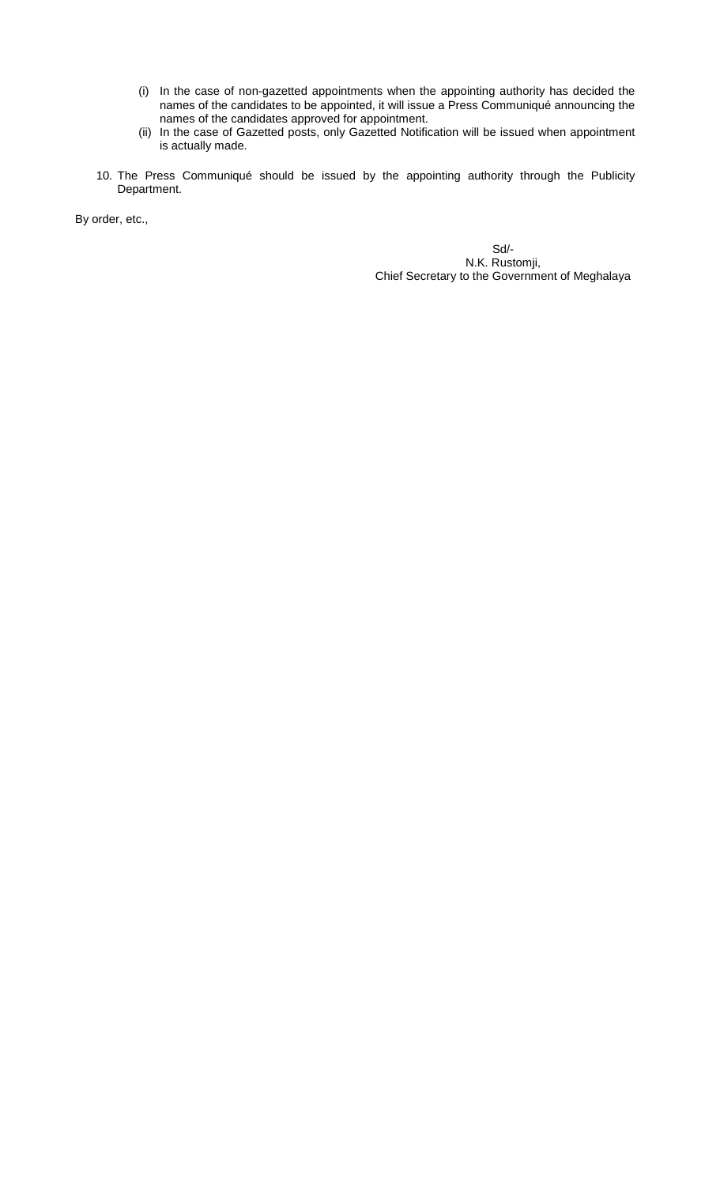(i) In the case of non-gazetted appointments when the appointing authority has decided the names of the candidates to be appointed, it will issue a Press Communiqué announcing the names of the candidates approved for appointment.

(ii) In the case of Gazetted posts, only Gazetted Notification will be issued when appointment is actually made.

10. The Press Communiqué should be issued by the appointing authority through the Publicity Department.

By order, etc.,

Sd/-
N.K. Rustomji,
Chief Secretary to the Government of Meghalaya